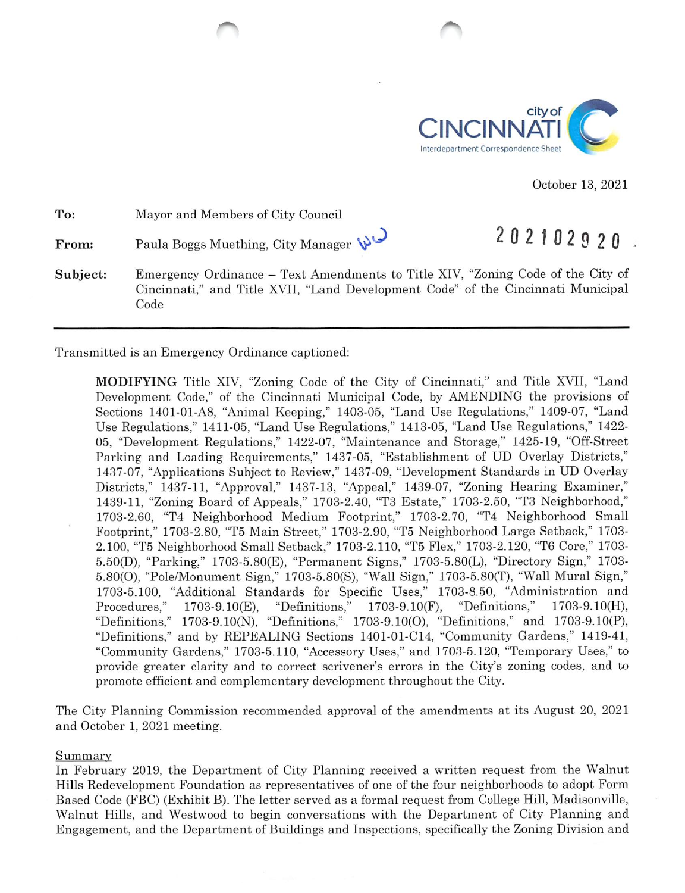city of CINCINNATI
Interdepartment Correspondence Sheet

October 13, 2021

**To:** Mayor and Members of City Council

**From:** Paula Boggs Muething, City Manager

202102920

**Subject:** Emergency Ordinance – Text Amendments to Title XIV, "Zoning Code of the City of Cincinnati," and Title XVII, "Land Development Code" of the Cincinnati Municipal Code

---

Transmitted is an Emergency Ordinance captioned:

> **MODIFYING** Title XIV, "Zoning Code of the City of Cincinnati," and Title XVII, "Land Development Code," of the Cincinnati Municipal Code, by AMENDING the provisions of Sections 1401-01-A8, "Animal Keeping," 1403-05, "Land Use Regulations," 1409-07, "Land Use Regulations," 1411-05, "Land Use Regulations," 1413-05, "Land Use Regulations," 1422-05, "Development Regulations," 1422-07, "Maintenance and Storage," 1425-19, "Off-Street Parking and Loading Requirements," 1437-05, "Establishment of UD Overlay Districts," 1437-07, "Applications Subject to Review," 1437-09, "Development Standards in UD Overlay Districts," 1437-11, "Approval," 1437-13, "Appeal," 1439-07, "Zoning Hearing Examiner," 1439-11, "Zoning Board of Appeals," 1703-2.40, "T3 Estate," 1703-2.50, "T3 Neighborhood," 1703-2.60, "T4 Neighborhood Medium Footprint," 1703-2.70, "T4 Neighborhood Small Footprint," 1703-2.80, "T5 Main Street," 1703-2.90, "T5 Neighborhood Large Setback," 1703-2.100, "T5 Neighborhood Small Setback," 1703-2.110, "T5 Flex," 1703-2.120, "T6 Core," 1703-5.50(D), "Parking," 1703-5.80(E), "Permanent Signs," 1703-5.80(L), "Directory Sign," 1703-5.80(O), "Pole/Monument Sign," 1703-5.80(S), "Wall Sign," 1703-5.80(T), "Wall Mural Sign," 1703-5.100, "Additional Standards for Specific Uses," 1703-8.50, "Administration and Procedures," 1703-9.10(E), "Definitions," 1703-9.10(F), "Definitions," 1703-9.10(H), "Definitions," 1703-9.10(N), "Definitions," 1703-9.10(O), "Definitions," and 1703-9.10(P), "Definitions," and by REPEALING Sections 1401-01-C14, "Community Gardens," 1419-41, "Community Gardens," 1703-5.110, "Accessory Uses," and 1703-5.120, "Temporary Uses," to provide greater clarity and to correct scrivener's errors in the City's zoning codes, and to promote efficient and complementary development throughout the City.

The City Planning Commission recommended approval of the amendments at its August 20, 2021 and October 1, 2021 meeting.

## Summary

In February 2019, the Department of City Planning received a written request from the Walnut Hills Redevelopment Foundation as representatives of one of the four neighborhoods to adopt Form Based Code (FBC) (Exhibit B). The letter served as a formal request from College Hill, Madisonville, Walnut Hills, and Westwood to begin conversations with the Department of City Planning and Engagement, and the Department of Buildings and Inspections, specifically the Zoning Division and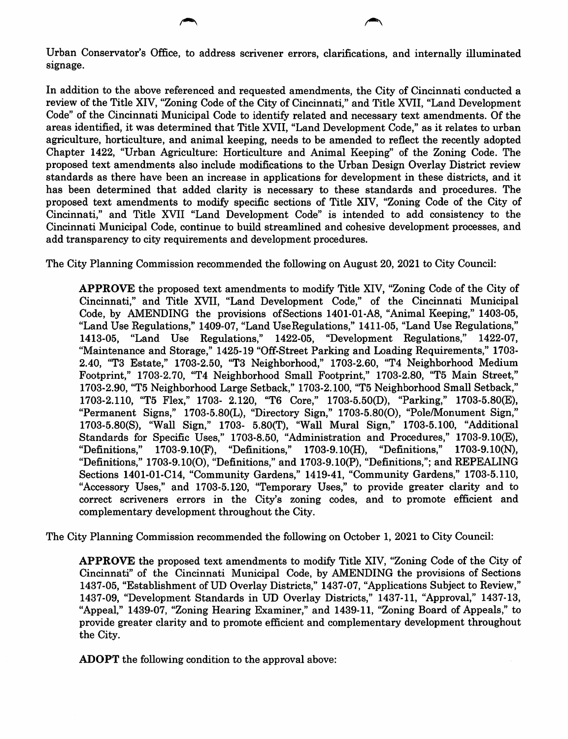Urban Conservator's Office, to address scrivener errors, clarifications, and internally illuminated signage.

In addition to the above referenced and requested amendments, the City of Cincinnati conducted a review of the Title XIV, "Zoning Code of the City of Cincinnati," and Title XVII, "Land Development Code" of the Cincinnati Municipal Code to identify related and necessary text amendments. Of the areas identified, it was determined that Title XVII, "Land Development Code," as it relates to urban agriculture, horticulture, and animal keeping, needs to be amended to reflect the recently adopted Chapter 1422, "Urban Agriculture: Horticulture and Animal Keeping" of the Zoning Code. The proposed text amendments also include modifications to the Urban Design Overlay District review standards as there have been an increase in applications for development in these districts, and it has been determined that added clarity is necessary to these standards and procedures. The proposed text amendments to modify specific sections of Title XIV, "Zoning Code of the City of Cincinnati," and Title XVII "Land Development Code" is intended to add consistency to the Cincinnati Municipal Code, continue to build streamlined and cohesive development processes, and add transparency to city requirements and development procedures.

The City Planning Commission recommended the following on August 20, 2021 to City Council:

> **APPROVE** the proposed text amendments to modify Title XIV, "Zoning Code of the City of Cincinnati," and Title XVII, "Land Development Code," of the Cincinnati Municipal Code, by AMENDING the provisions ofSections 1401-01-A8, "Animal Keeping," 1403-05, "Land Use Regulations," 1409-07, "Land UseRegulations," 1411-05, "Land Use Regulations," 1413-05, "Land Use Regulations," 1422-05, "Development Regulations," 1422-07, "Maintenance and Storage," 1425-19 "Off-Street Parking and Loading Requirements," 1703-2.40, "T3 Estate," 1703-2.50, "T3 Neighborhood," 1703-2.60, "T4 Neighborhood Medium Footprint," 1703-2.70, "T4 Neighborhood Small Footprint," 1703-2.80, "T5 Main Street," 1703-2.90, "T5 Neighborhood Large Setback," 1703-2.100, "T5 Neighborhood Small Setback," 1703-2.110, "T5 Flex," 1703- 2.120, "T6 Core," 1703-5.50(D), "Parking," 1703-5.80(E), "Permanent Signs," 1703-5.80(L), "Directory Sign," 1703-5.80(O), "Pole/Monument Sign," 1703-5.80(S), "Wall Sign," 1703- 5.80(T), "Wall Mural Sign," 1703-5.100, "Additional Standards for Specific Uses," 1703-8.50, "Administration and Procedures," 1703-9.10(E), "Definitions," 1703-9.10(F), "Definitions," 1703-9.10(H), "Definitions," 1703-9.10(N), "Definitions," 1703-9.10(O), "Definitions," and 1703-9.10(P), "Definitions,"; and REPEALING Sections 1401-01-C14, "Community Gardens," 1419-41, "Community Gardens," 1703-5.110, "Accessory Uses," and 1703-5.120, "Temporary Uses," to provide greater clarity and to correct scriveners errors in the City's zoning codes, and to promote efficient and complementary development throughout the City.

The City Planning Commission recommended the following on October 1, 2021 to City Council:

> **APPROVE** the proposed text amendments to modify Title XIV, "Zoning Code of the City of Cincinnati" of the Cincinnati Municipal Code, by AMENDING the provisions of Sections 1437-05, "Establishment of UD Overlay Districts," 1437-07, "Applications Subject to Review," 1437-09, "Development Standards in UD Overlay Districts," 1437-11, "Approval," 1437-13, "Appeal," 1439-07, "Zoning Hearing Examiner," and 1439-11, "Zoning Board of Appeals," to provide greater clarity and to promote efficient and complementary development throughout the City.
>
> **ADOPT** the following condition to the approval above: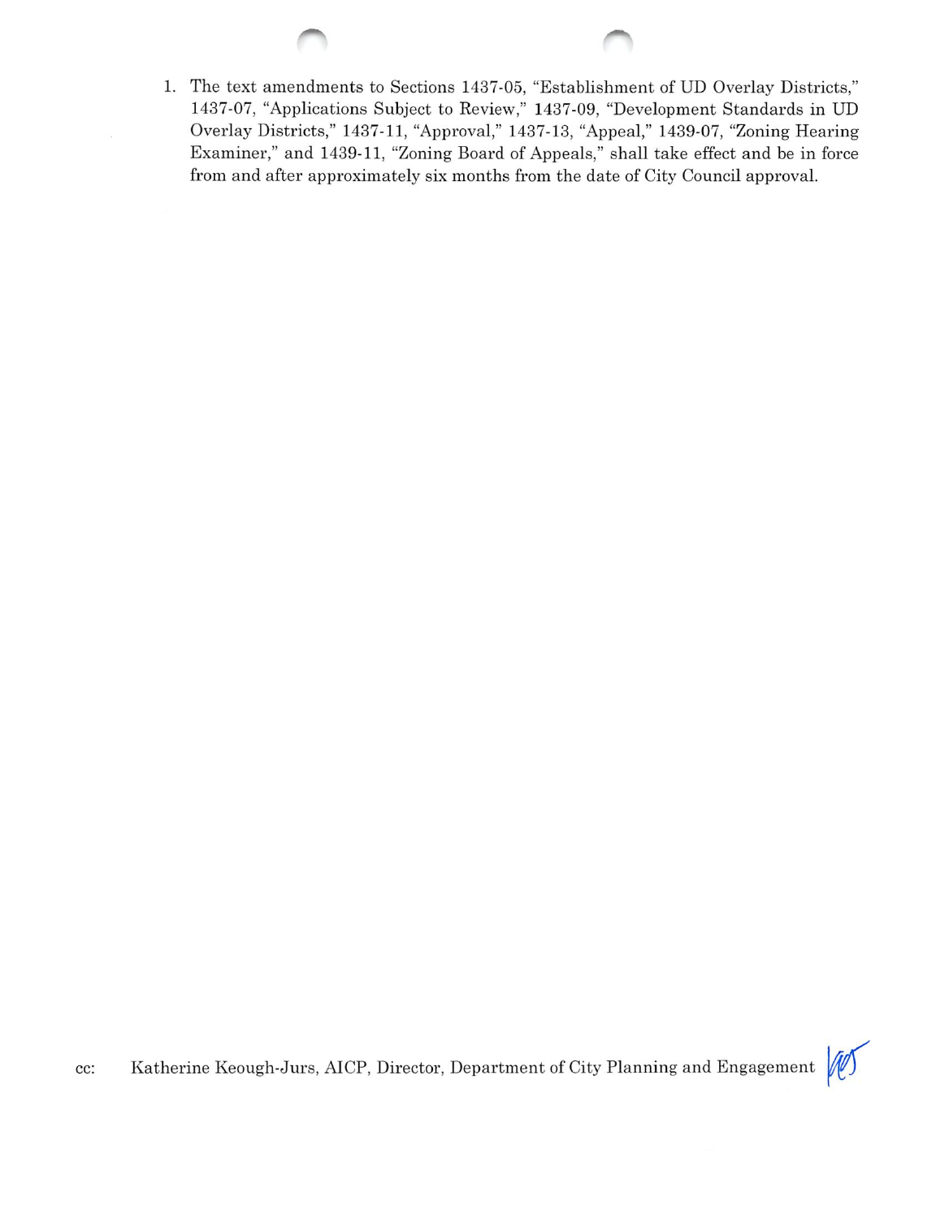1. The text amendments to Sections 1437-05, "Establishment of UD Overlay Districts," 1437-07, "Applications Subject to Review," 1437-09, "Development Standards in UD Overlay Districts," 1437-11, "Approval," 1437-13, "Appeal," 1439-07, "Zoning Hearing Examiner," and 1439-11, "Zoning Board of Appeals," shall take effect and be in force from and after approximately six months from the date of City Council approval.

cc: Katherine Keough-Jurs, AICP, Director, Department of City Planning and Engagement